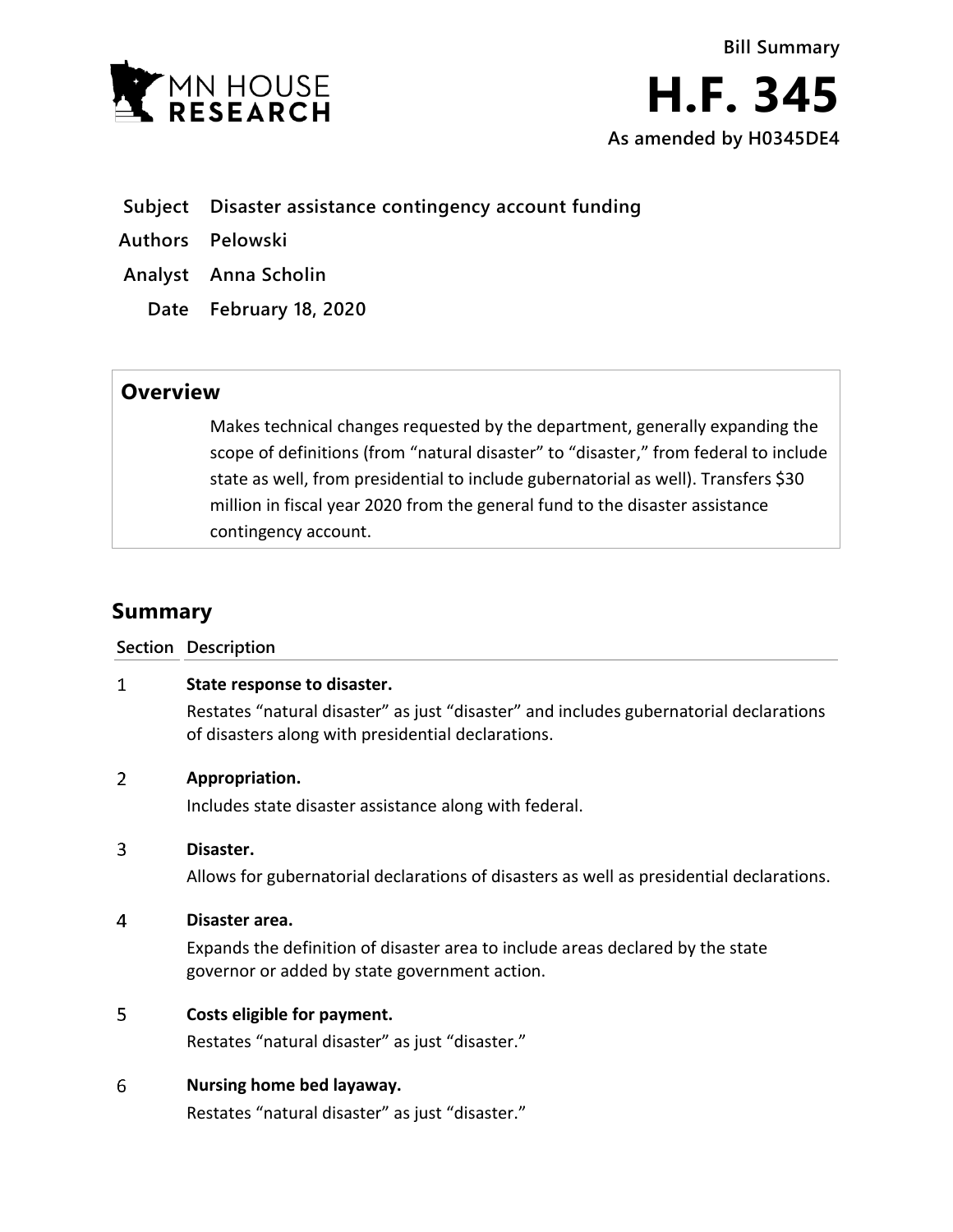MN HOUSE RESEARCH

Bill Summary

# H.F. 345

**As amended by H0345DE4**

**Subject** Disaster assistance contingency account funding

**Authors** Pelowski

**Analyst** Anna Scholin

**Date** February 18, 2020

## Overview

Makes technical changes requested by the department, generally expanding the scope of definitions (from "natural disaster" to "disaster," from federal to include state as well, from presidential to include gubernatorial as well). Transfers $30 million in fiscal year 2020 from the general fund to the disaster assistance contingency account.

## Summary

| Section | Description |
|---|---|
| 1 | **State response to disaster.** Restates "natural disaster" as just "disaster" and includes gubernatorial declarations of disasters along with presidential declarations. |
| 2 | **Appropriation.** Includes state disaster assistance along with federal. |
| 3 | **Disaster.** Allows for gubernatorial declarations of disasters as well as presidential declarations. |
| 4 | **Disaster area.** Expands the definition of disaster area to include areas declared by the state governor or added by state government action. |
| 5 | **Costs eligible for payment.** Restates "natural disaster" as just "disaster." |
| 6 | **Nursing home bed layaway.** Restates "natural disaster" as just "disaster." |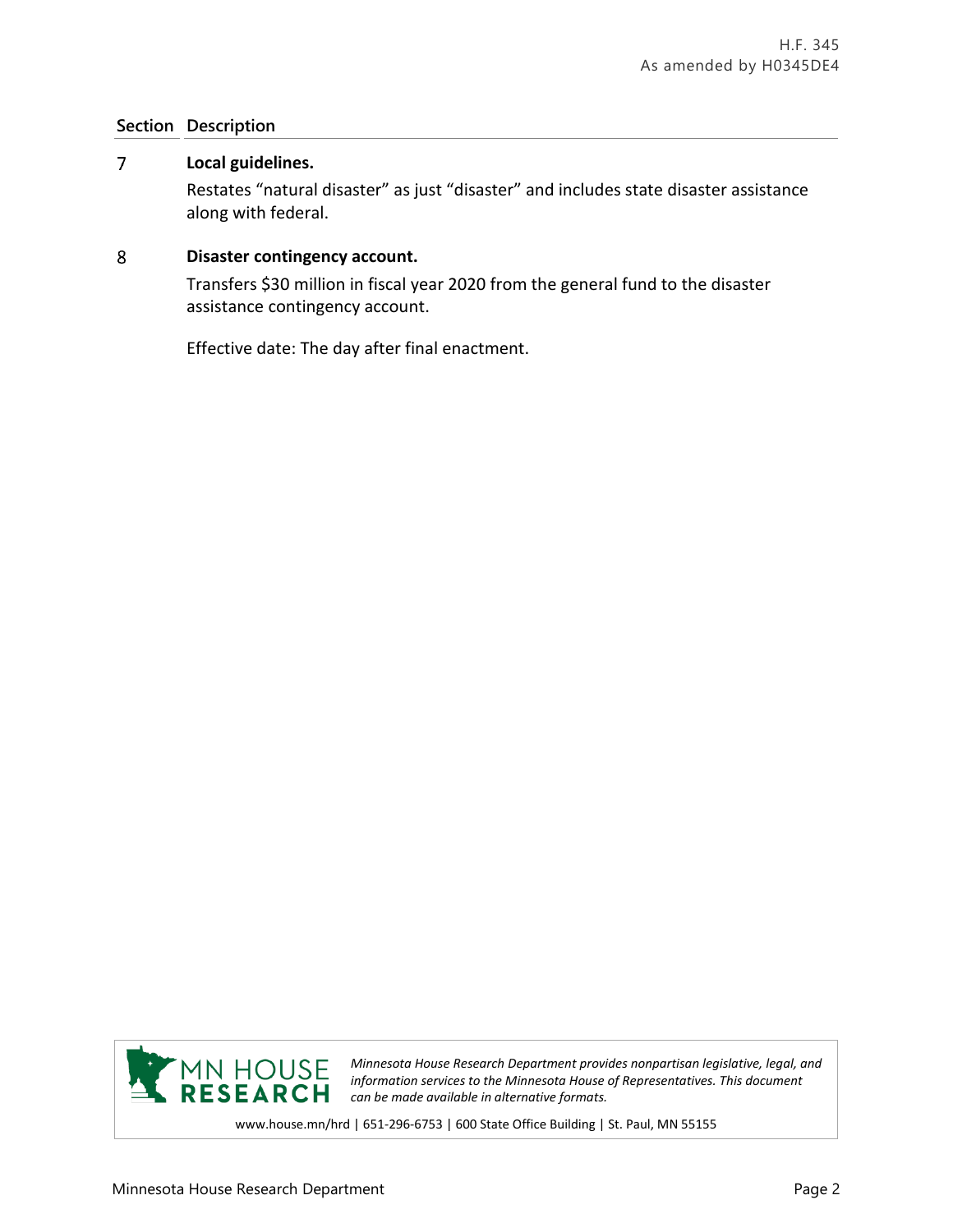| Section | Description |
|---|---|
| 7 | **Local guidelines.**<br>Restates "natural disaster" as just "disaster" and includes state disaster assistance along with federal. |
| 8 | **Disaster contingency account.**<br>Transfers $30 million in fiscal year 2020 from the general fund to the disaster assistance contingency account.<br><br>Effective date: The day after final enactment. |

MN HOUSE RESEARCH

*Minnesota House Research Department provides nonpartisan legislative, legal, and information services to the Minnesota House of Representatives. This document can be made available in alternative formats.*

www.house.mn/hrd | 651-296-6753 | 600 State Office Building | St. Paul, MN 55155